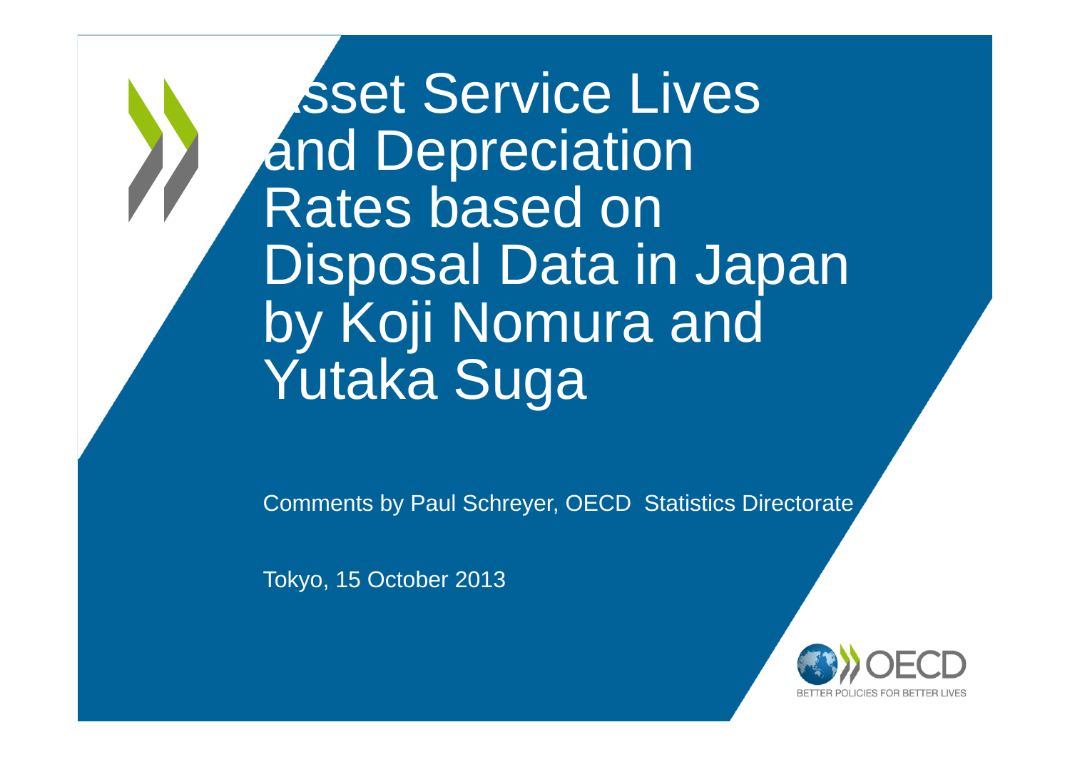# Asset Service Lives and Depreciation Rates based on Disposal Data in Japan by Koji Nomura and Yutaka Suga

Comments by Paul Schreyer, OECD Statistics Directorate

Tokyo, 15 October 2013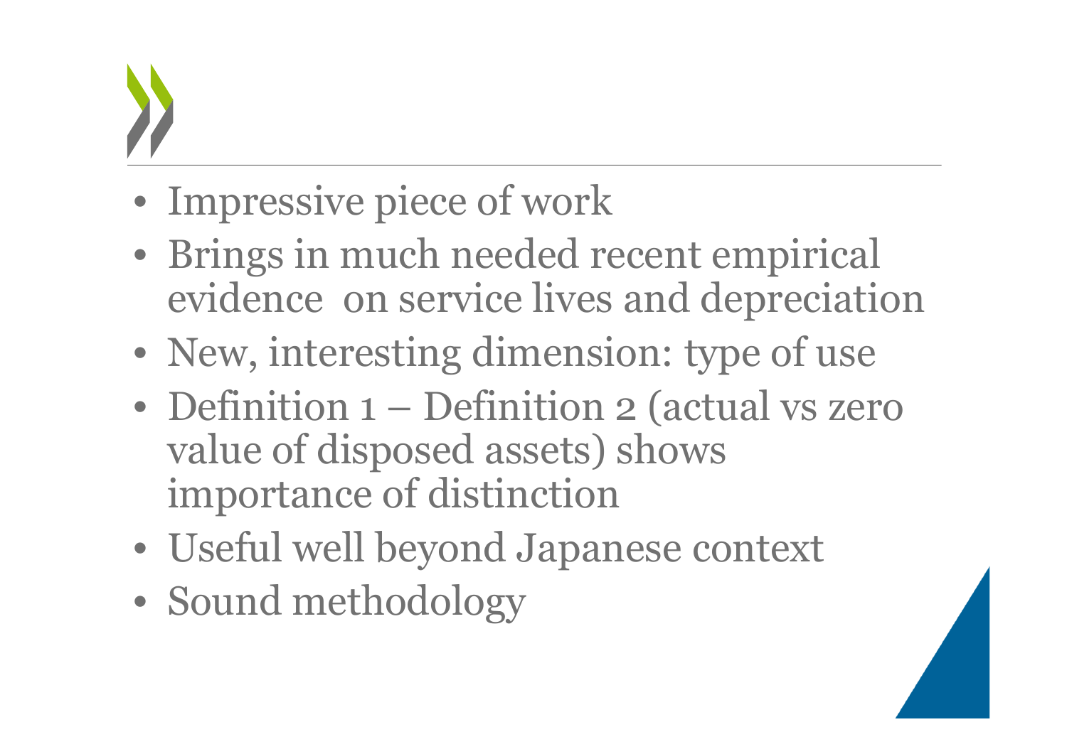- Impressive piece of work
- Brings in much needed recent empirical evidence on service lives and depreciation
- New, interesting dimension: type of use
- Definition 1 – Definition 2 (actual vs zero value of disposed assets) shows importance of distinction
- Useful well beyond Japanese context
- Sound methodology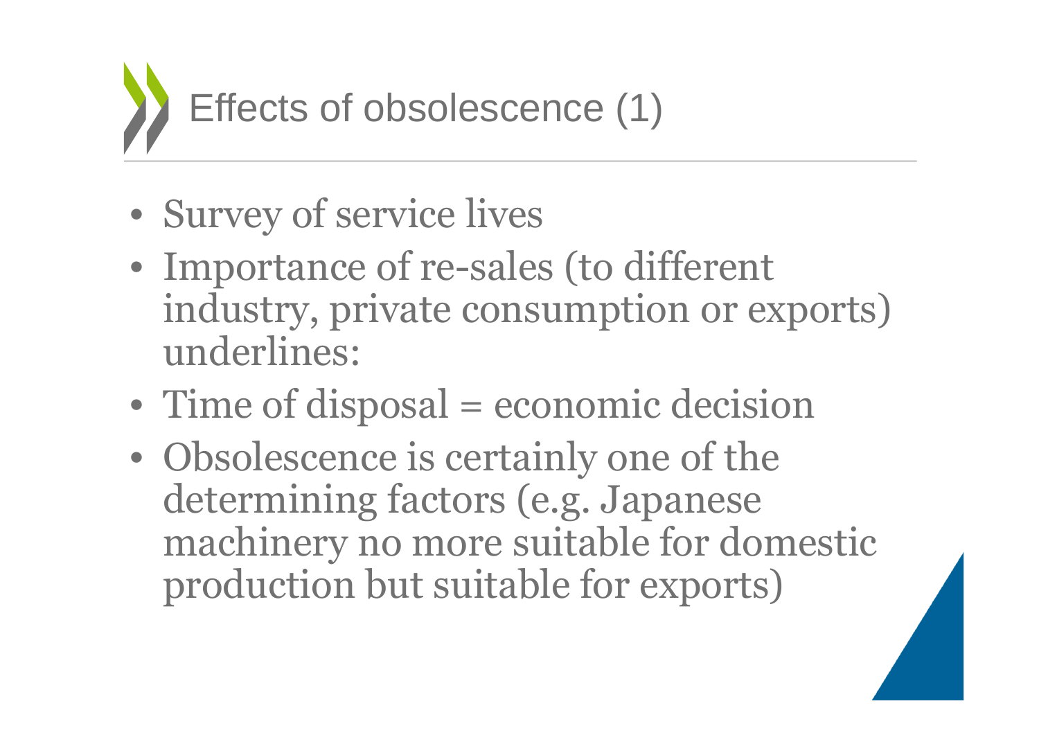# Effects of obsolescence (1)

- Survey of service lives
- Importance of re-sales (to different industry, private consumption or exports) underlines:
- Time of disposal = economic decision
- Obsolescence is certainly one of the determining factors (e.g. Japanese machinery no more suitable for domestic production but suitable for exports)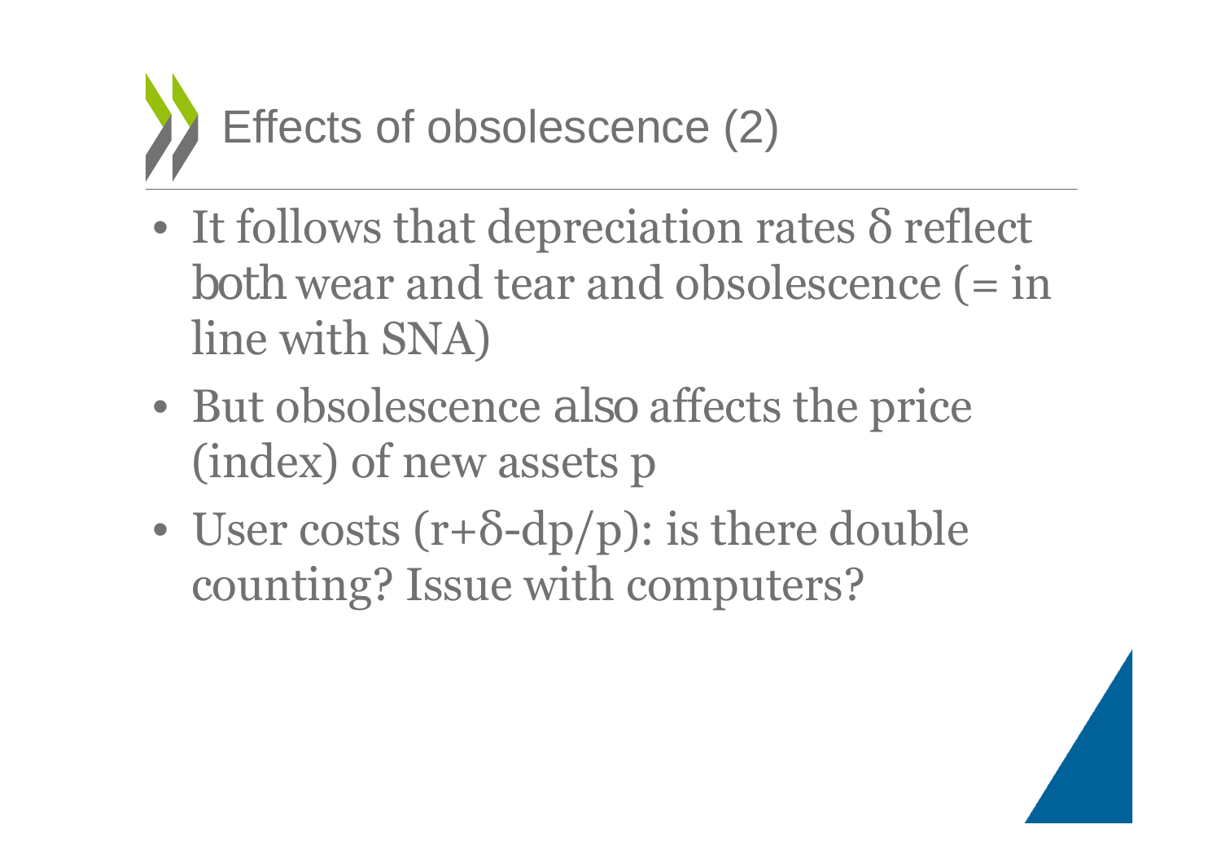# Effects of obsolescence (2)

- It follows that depreciation rates $\delta$ reflect both wear and tear and obsolescence (= in line with SNA)
- But obsolescence also affects the price (index) of new assets p
- User costs $(r+\delta-dp/p)$: is there double counting? Issue with computers?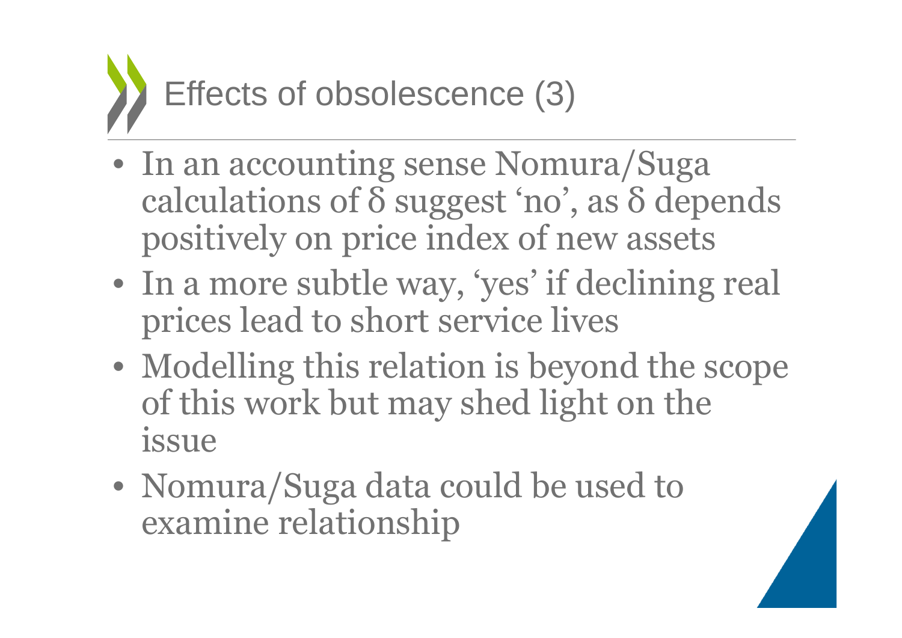# Effects of obsolescence (3)

- In an accounting sense Nomura/Suga calculations of $\delta$ suggest 'no', as $\delta$ depends positively on price index of new assets
- In a more subtle way, 'yes' if declining real prices lead to short service lives
- Modelling this relation is beyond the scope of this work but may shed light on the issue
- Nomura/Suga data could be used to examine relationship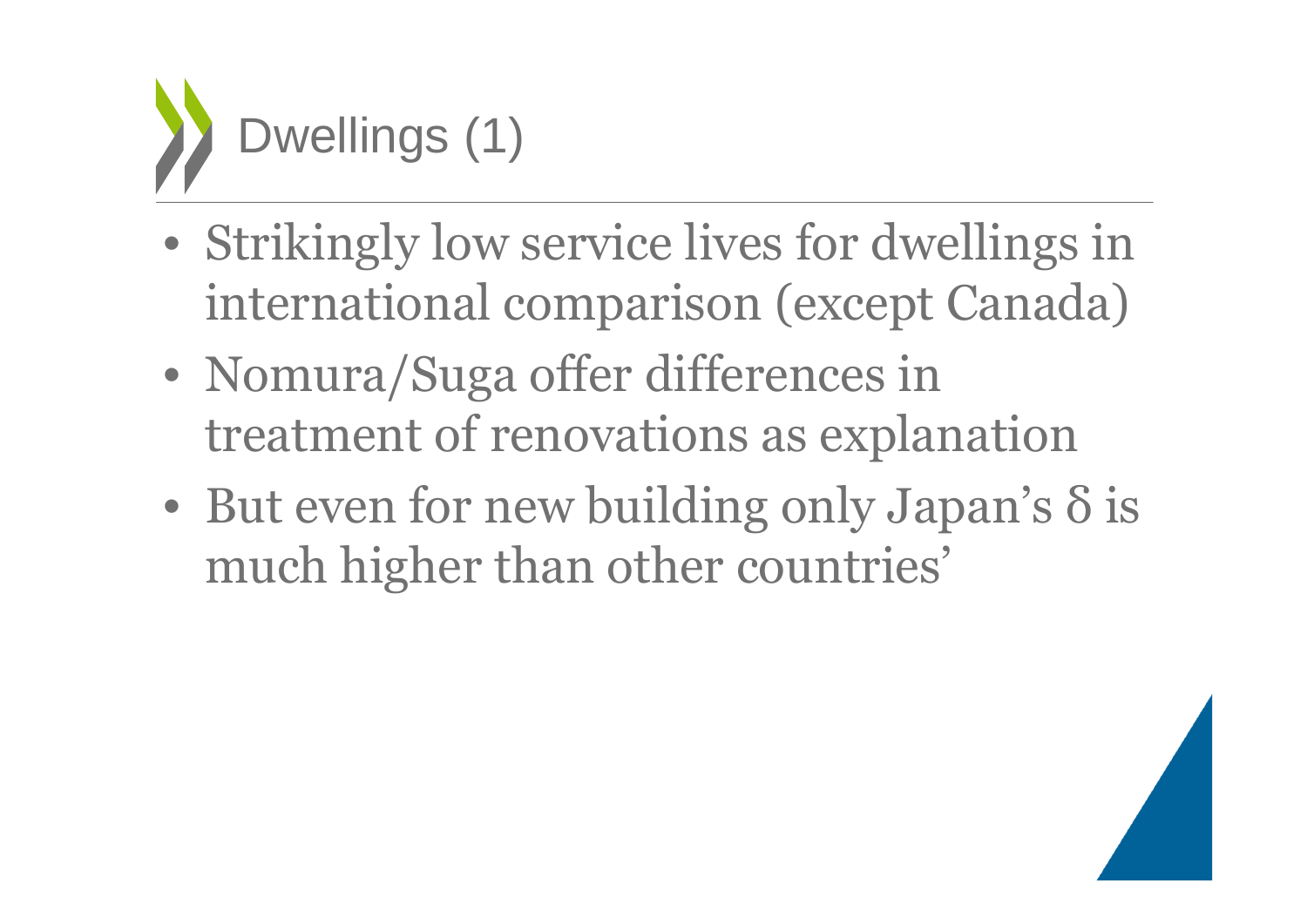# Dwellings (1)

- Strikingly low service lives for dwellings in international comparison (except Canada)
- Nomura/Suga offer differences in treatment of renovations as explanation
- But even for new building only Japan's $\delta$ is much higher than other countries'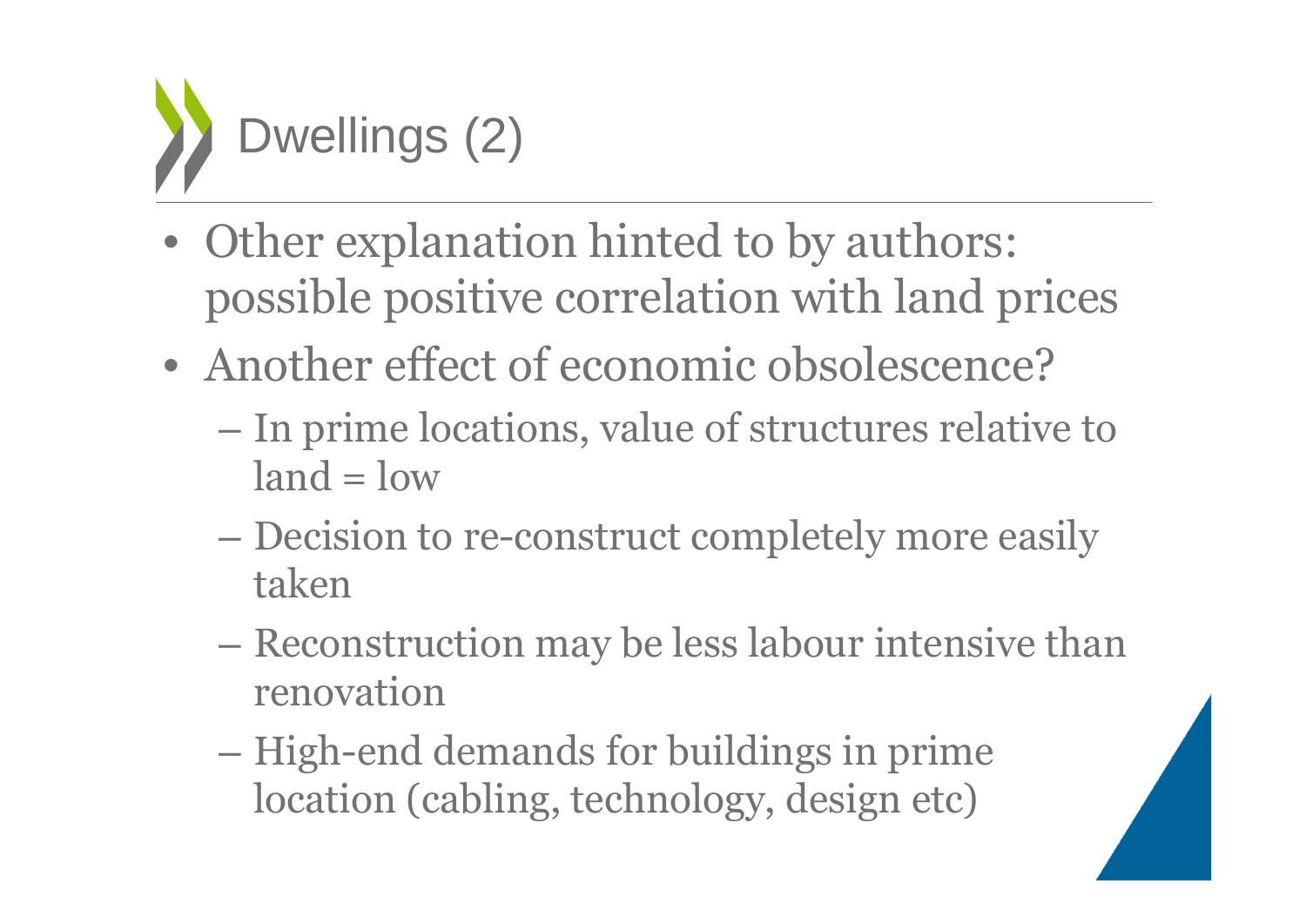# Dwellings (2)

- Other explanation hinted to by authors: possible positive correlation with land prices
- Another effect of economic obsolescence?
  - In prime locations, value of structures relative to land = low
  - Decision to re-construct completely more easily taken
  - Reconstruction may be less labour intensive than renovation
  - High-end demands for buildings in prime location (cabling, technology, design etc)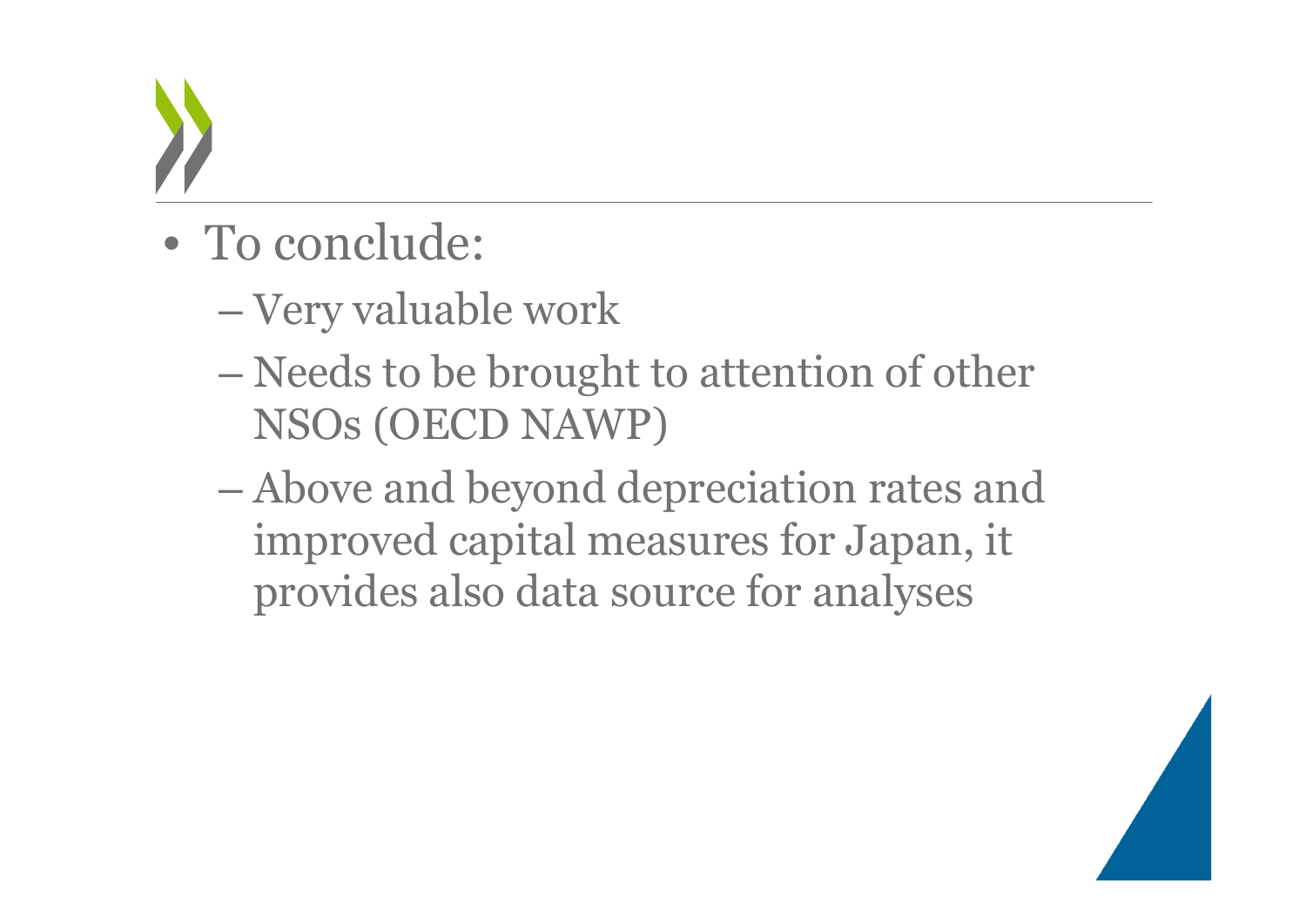- To conclude:
  - Very valuable work
  - Needs to be brought to attention of other NSOs (OECD NAWP)
  - Above and beyond depreciation rates and improved capital measures for Japan, it provides also data source for analyses